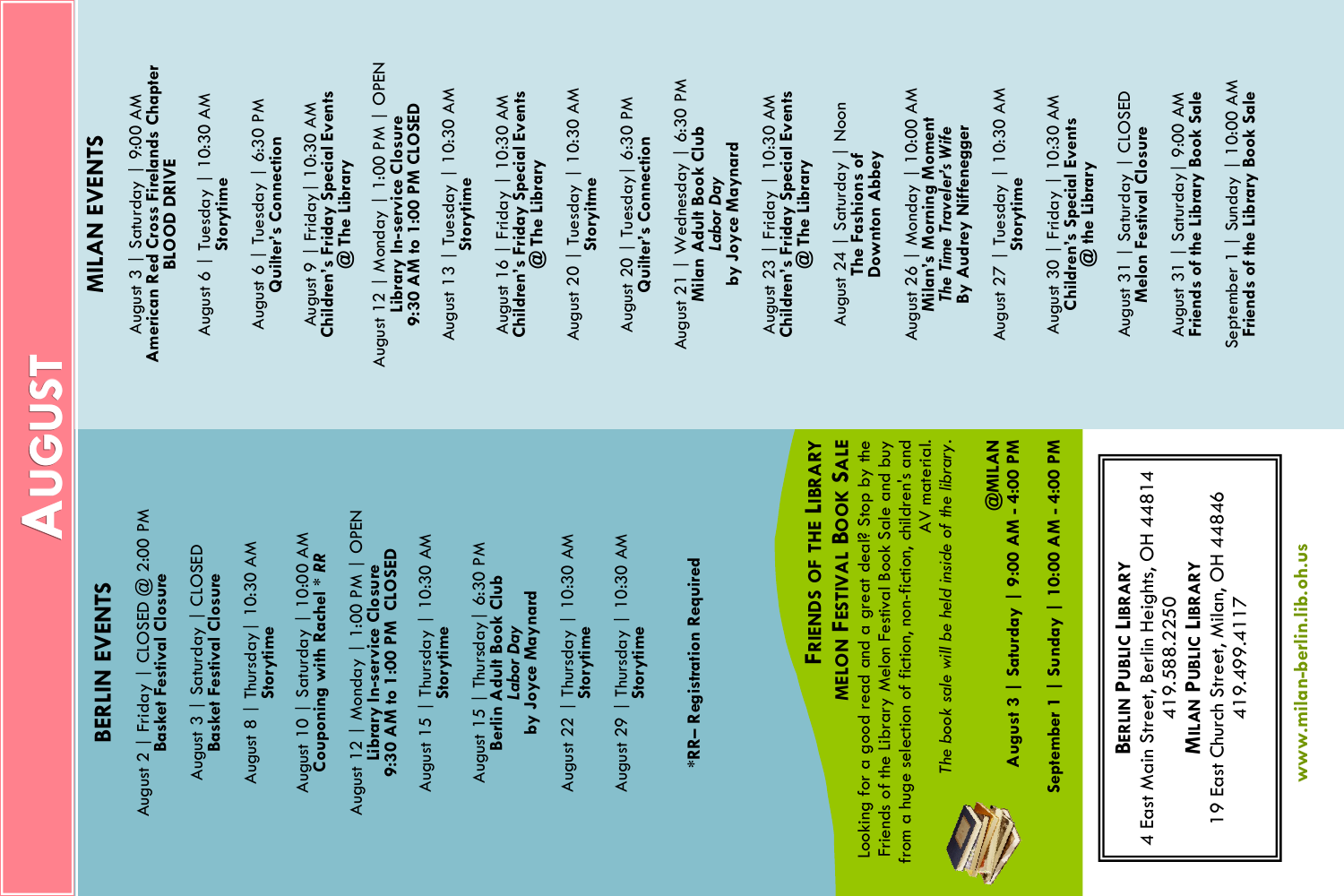# AUGUST

## BERLIN EVENTS

August 2 | Friday | CLOSED @ 2:00 PM
**Basket Festival Closure**

August 3 | Saturday | CLOSED
**Basket Festival Closure**

August 8 | Thursday | 10:30 AM
**Storytime**

August 10 | Saturday | 10:00 AM
**Couponing with Rachel * RR**

August 12 | Monday | 1:00 PM | OPEN
**Library In-service Closure**
**9:30 AM to 1:00 PM CLOSED**

August 15 | Thursday | 10:30 AM
**Storytime**

August 15 | Thursday | 6:30 PM
**Berlin Adult Book Club**
***Labor Day***
**by Joyce Maynard**

August 22 | Thursday | 10:30 AM
**Storytime**

August 29 | Thursday | 10:30 AM
**Storytime**

**\*RR– Registration Required**

## FRIENDS OF THE LIBRARY MELON FESTIVAL BOOK SALE

Looking for a good read and a great deal? Stop by the Friends of the Library Melon Festival Book Sale and buy from a huge selection of fiction, non-fiction, children's and AV material.

*The book sale will be held inside of the library.*

**@MILAN**

**August 3 | Saturday | 9:00 AM - 4:00 PM**

**September 1 | Sunday | 10:00 AM - 4:00 PM**

## MILAN EVENTS

August 3 | Saturday | 9:00 AM
**American Red Cross Firelands Chapter**
**BLOOD DRIVE**

August 6 | Tuesday | 10:30 AM
**Storytime**

August 6 | Tuesday | 6:30 PM
**Quilter's Connection**

August 9 | Friday | 10:30 AM
**Children's Friday Special Events**
**@The Library**

August 12 | Monday | 1:00 PM | OPEN
**Library In-service Closure**
**9:30 AM to 1:00 PM CLOSED**

August 13 | Tuesday | 10:30 AM
**Storytime**

August 16 | Friday | 10:30 AM
**Children's Friday Special Events**
**@The Library**

August 20 | Tuesday | 10:30 AM
**Storytime**

August 20 | Tuesday | 6:30 PM
**Quilter's Connection**

August 21 | Wednesday | 6:30 PM
**Milan Adult Book Club**
***Labor Day***
**by Joyce Maynard**

August 23 | Friday | 10:30 AM
**Children's Friday Special Events**
**@The Library**

August 24 | Saturday | Noon
**The Fashions of**
**Downton Abbey**

August 26 | Monday | 10:00 AM
**Milan's Morning Moment**
***The Time Traveler's Wife***
**By Audrey Niffenegger**

August 27 | Tuesday | 10:30 AM
**Storytime**

August 30 | Friday | 10:30 AM
**Children's Special Events**
**@ the Library**

August 31 | Saturday | CLOSED
**Melon Festival Closure**

August 31 | Saturday | 9:00 AM
**Friends of the Library Book Sale**

September 1 | Sunday | 10:00 AM
**Friends of the Library Book Sale**

---

**BERLIN PUBLIC LIBRARY**
4 East Main Street, Berlin Heights, OH 44814
419.588.2250

**MILAN PUBLIC LIBRARY**
19 East Church Street, Milan, OH 44846
419.499.4117

**www.milan-berlin.lib.oh.us**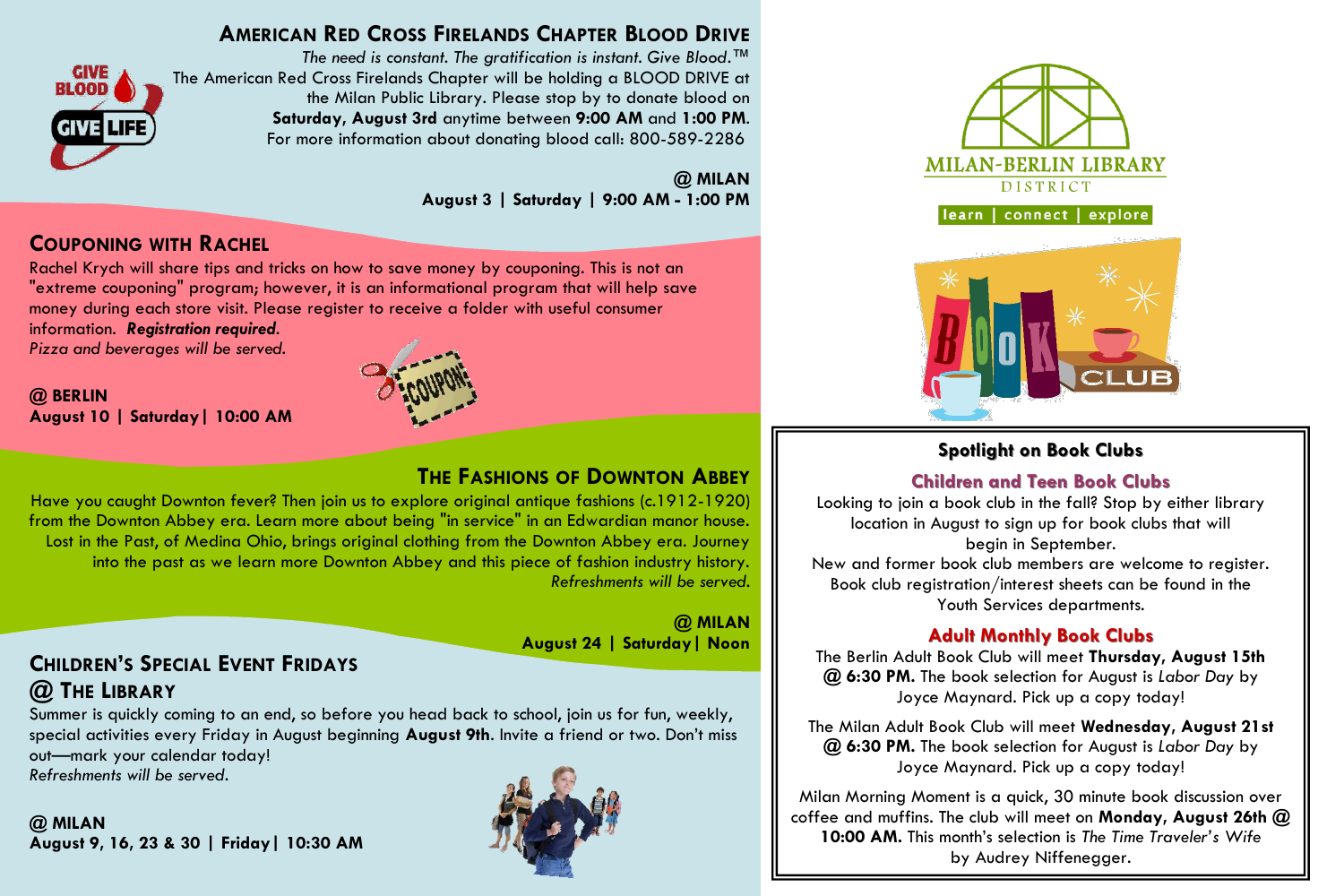## American Red Cross Firelands Chapter Blood Drive

*The need is constant. The gratification is instant. Give Blood.™*

The American Red Cross Firelands Chapter will be holding a BLOOD DRIVE at the Milan Public Library. Please stop by to donate blood on **Saturday, August 3rd** anytime between **9:00 AM** and **1:00 PM**. For more information about donating blood call: 800-589-2286

**@ MILAN**
**August 3 | Saturday | 9:00 AM - 1:00 PM**

## Couponing with Rachel

Rachel Krych will share tips and tricks on how to save money by couponing. This is not an "extreme couponing" program; however, it is an informational program that will help save money during each store visit. Please register to receive a folder with useful consumer information. ***Registration required.***
*Pizza and beverages will be served.*

**@ BERLIN**
**August 10 | Saturday| 10:00 AM**

## The Fashions of Downton Abbey

Have you caught Downton fever? Then join us to explore original antique fashions (c.1912-1920) from the Downton Abbey era. Learn more about being "in service" in an Edwardian manor house. Lost in the Past, of Medina Ohio, brings original clothing from the Downton Abbey era. Journey into the past as we learn more Downton Abbey and this piece of fashion industry history.
*Refreshments will be served.*

**@ MILAN**
**August 24 | Saturday| Noon**

## Children's Special Event Fridays @ The Library

Summer is quickly coming to an end, so before you head back to school, join us for fun, weekly, special activities every Friday in August beginning **August 9th**. Invite a friend or two. Don't miss out—mark your calendar today!
*Refreshments will be served.*

**@ MILAN**
**August 9, 16, 23 & 30 | Friday| 10:30 AM**

MILAN-BERLIN LIBRARY DISTRICT
learn | connect | explore

## Spotlight on Book Clubs

### Children and Teen Book Clubs

Looking to join a book club in the fall? Stop by either library location in August to sign up for book clubs that will begin in September.
New and former book club members are welcome to register. Book club registration/interest sheets can be found in the Youth Services departments.

### Adult Monthly Book Clubs

The Berlin Adult Book Club will meet **Thursday, August 15th @ 6:30 PM.** The book selection for August is *Labor Day* by Joyce Maynard. Pick up a copy today!

The Milan Adult Book Club will meet **Wednesday, August 21st @ 6:30 PM.** The book selection for August is *Labor Day* by Joyce Maynard. Pick up a copy today!

Milan Morning Moment is a quick, 30 minute book discussion over coffee and muffins. The club will meet on **Monday, August 26th @ 10:00 AM.** This month's selection is *The Time Traveler's Wife* by Audrey Niffenegger.